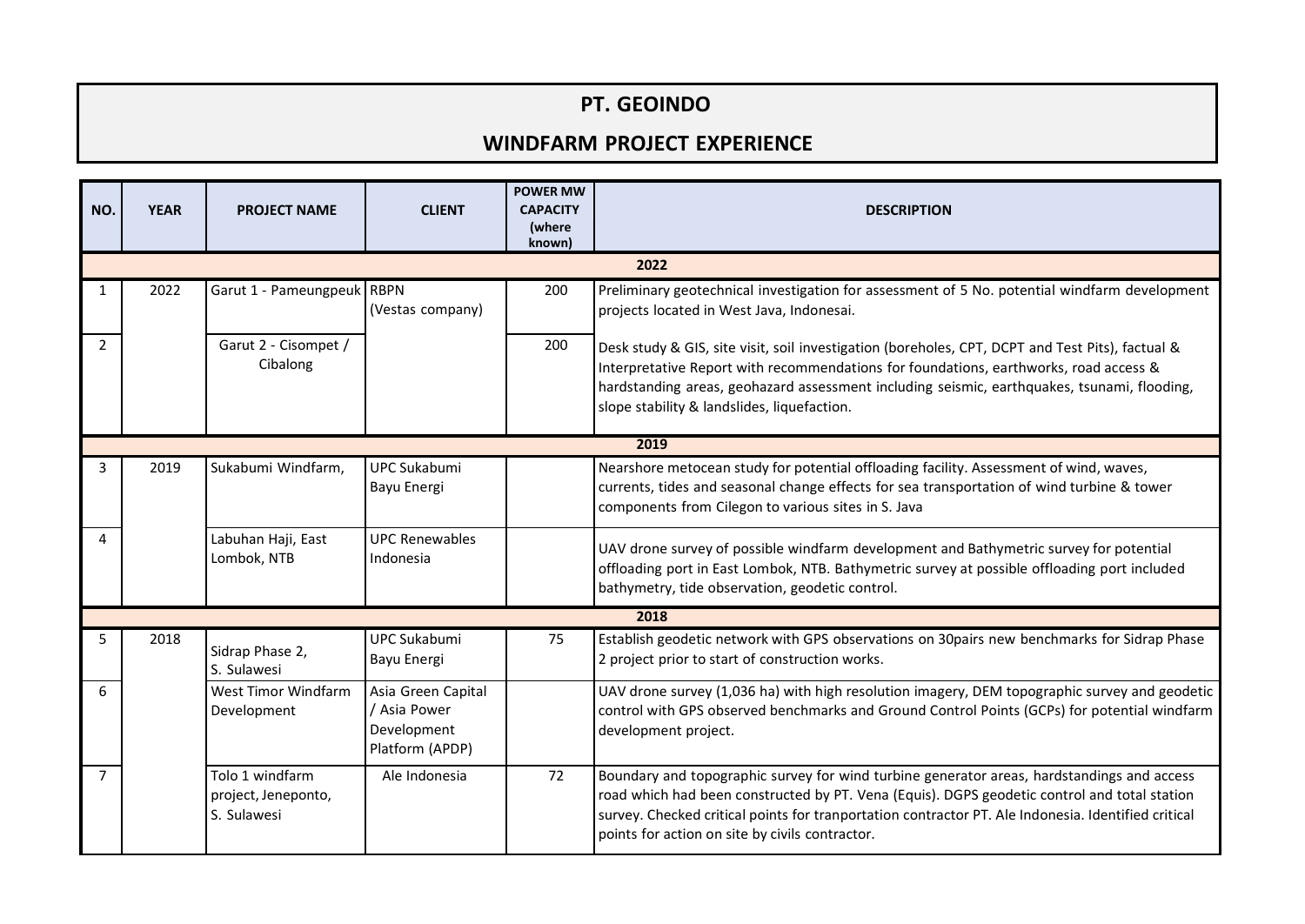# PT. GEOINDO

## WINDFARM PROJECT EXPERIENCE

| NO. | YEAR | PROJECT NAME | CLIENT | POWER MW CAPACITY (where known) | DESCRIPTION |
|---|---|---|---|---|---|
| **2022** | | | | | |
| 1 | 2022 | Garut 1 - Pameungpeuk | RBPN (Vestas company) | 200 | Preliminary geotechnical investigation for assessment of 5 No. potential windfarm development projects located in West Java, Indonesai. |
| 2 | | Garut 2 - Cisompet / Cibalong | | 200 | Desk study & GIS, site visit, soil investigation (boreholes, CPT, DCPT and Test Pits), factual & Interpretative Report with recommendations for foundations, earthworks, road access & hardstanding areas, geohazard assessment including seismic, earthquakes, tsunami, flooding, slope stability & landslides, liquefaction. |
| **2019** | | | | | |
| 3 | 2019 | Sukabumi Windfarm, | UPC Sukabumi Bayu Energi | | Nearshore metocean study for potential offloading facility. Assessment of wind, waves, currents, tides and seasonal change effects for sea transportation of wind turbine & tower components from Cilegon to various sites in S. Java |
| 4 | | Labuhan Haji, East Lombok, NTB | UPC Renewables Indonesia | | UAV drone survey of possible windfarm development and Bathymetric survey for potential offloading port in East Lombok, NTB. Bathymetric survey at possible offloading port included bathymetry, tide observation, geodetic control. |
| **2018** | | | | | |
| 5 | 2018 | Sidrap Phase 2, S. Sulawesi | UPC Sukabumi Bayu Energi | 75 | Establish geodetic network with GPS observations on 30pairs new benchmarks for Sidrap Phase 2 project prior to start of construction works. |
| 6 | | West Timor Windfarm Development | Asia Green Capital / Asia Power Development Platform (APDP) | | UAV drone survey (1,036 ha) with high resolution imagery, DEM topographic survey and geodetic control with GPS observed benchmarks and Ground Control Points (GCPs) for potential windfarm development project. |
| 7 | | Tolo 1 windfarm project, Jeneponto, S. Sulawesi | Ale Indonesia | 72 | Boundary and topographic survey for wind turbine generator areas, hardstandings and access road which had been constructed by PT. Vena (Equis). DGPS geodetic control and total station survey. Checked critical points for tranportation contractor PT. Ale Indonesia. Identified critical points for action on site by civils contractor. |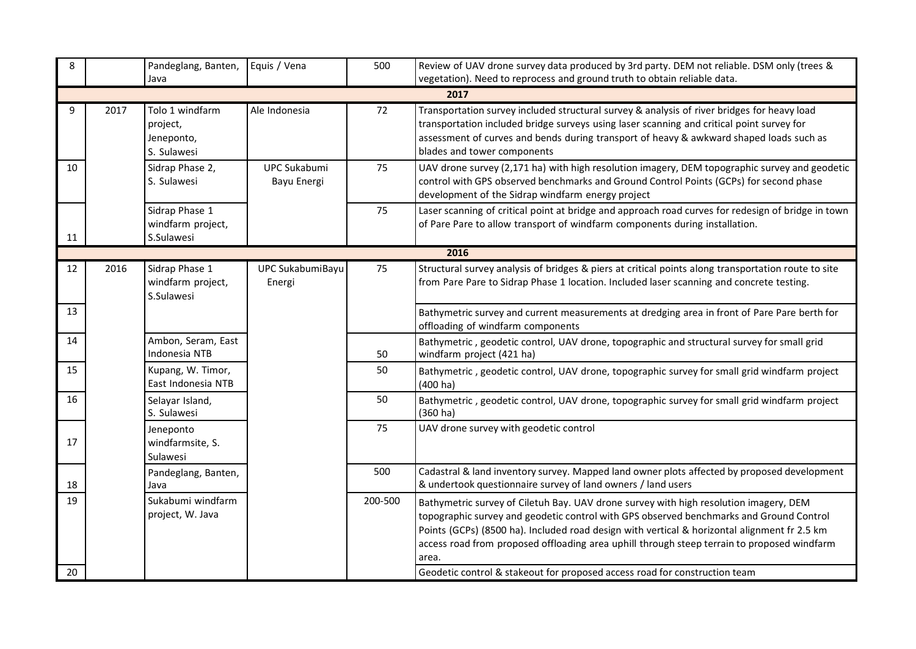| | | | | | |
|---|---|---|---|---|---|
| 8 | | Pandeglang, Banten, Java | Equis / Vena | 500 | Review of UAV drone survey data produced by 3rd party. DEM not reliable. DSM only (trees & vegetation). Need to reprocess and ground truth to obtain reliable data. |
| **2017** | | | | | |
| 9 | 2017 | Tolo 1 windfarm project, Jeneponto, S. Sulawesi | Ale Indonesia | 72 | Transportation survey included structural survey & analysis of river bridges for heavy load transportation included bridge surveys using laser scanning and critical point survey for assessment of curves and bends during transport of heavy & awkward shaped loads such as blades and tower components |
| 10 | | Sidrap Phase 2, S. Sulawesi | UPC Sukabumi Bayu Energi | 75 | UAV drone survey (2,171 ha) with high resolution imagery, DEM topographic survey and geodetic control with GPS observed benchmarks and Ground Control Points (GCPs) for second phase development of the Sidrap windfarm energy project |
| 11 | | Sidrap Phase 1 windfarm project, S.Sulawesi | | 75 | Laser scanning of critical point at bridge and approach road curves for redesign of bridge in town of Pare Pare to allow transport of windfarm components during installation. |
| **2016** | | | | | |
| 12 | 2016 | Sidrap Phase 1 windfarm project, S.Sulawesi | UPC SukabumiBayu Energi | 75 | Structural survey analysis of bridges & piers at critical points along transportation route to site from Pare Pare to Sidrap Phase 1 location. Included laser scanning and concrete testing. |
| 13 | | | | | Bathymetric survey and current measurements at dredging area in front of Pare Pare berth for offloading of windfarm components |
| 14 | | Ambon, Seram, East Indonesia NTB | | 50 | Bathymetric , geodetic control, UAV drone, topographic and structural survey for small grid windfarm project (421 ha) |
| 15 | | Kupang, W. Timor, East Indonesia NTB | | 50 | Bathymetric , geodetic control, UAV drone, topographic survey for small grid windfarm project (400 ha) |
| 16 | | Selayar Island, S. Sulawesi | | 50 | Bathymetric , geodetic control, UAV drone, topographic survey for small grid windfarm project (360 ha) |
| 17 | | Jeneponto windfarmsite, S. Sulawesi | | 75 | UAV drone survey with geodetic control |
| 18 | | Pandeglang, Banten, Java | | 500 | Cadastral & land inventory survey. Mapped land owner plots affected by proposed development & undertook questionnaire survey of land owners / land users |
| 19 | | Sukabumi windfarm project, W. Java | | 200-500 | Bathymetric survey of Ciletuh Bay. UAV drone survey with high resolution imagery, DEM topographic survey and geodetic control with GPS observed benchmarks and Ground Control Points (GCPs) (8500 ha). Included road design with vertical & horizontal alignment fr 2.5 km access road from proposed offloading area uphill through steep terrain to proposed windfarm area. |
| 20 | | | | | Geodetic control & stakeout for proposed access road for construction team |